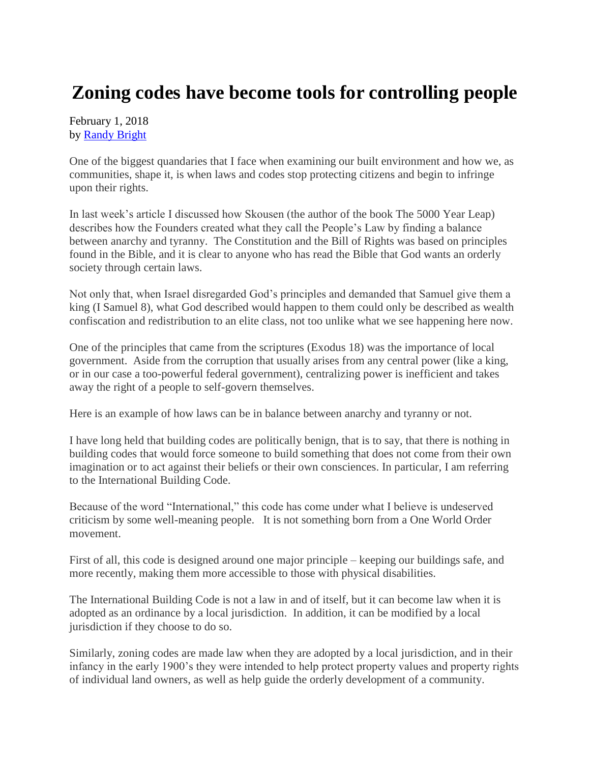# Zoning codes have become tools for controlling people

February 1, 2018
by [Randy Bright]

One of the biggest quandaries that I face when examining our built environment and how we, as communities, shape it, is when laws and codes stop protecting citizens and begin to infringe upon their rights.

In last week's article I discussed how Skousen (the author of the book The 5000 Year Leap) describes how the Founders created what they call the People's Law by finding a balance between anarchy and tyranny. The Constitution and the Bill of Rights was based on principles found in the Bible, and it is clear to anyone who has read the Bible that God wants an orderly society through certain laws.

Not only that, when Israel disregarded God's principles and demanded that Samuel give them a king (I Samuel 8), what God described would happen to them could only be described as wealth confiscation and redistribution to an elite class, not too unlike what we see happening here now.

One of the principles that came from the scriptures (Exodus 18) was the importance of local government. Aside from the corruption that usually arises from any central power (like a king, or in our case a too-powerful federal government), centralizing power is inefficient and takes away the right of a people to self-govern themselves.

Here is an example of how laws can be in balance between anarchy and tyranny or not.

I have long held that building codes are politically benign, that is to say, that there is nothing in building codes that would force someone to build something that does not come from their own imagination or to act against their beliefs or their own consciences. In particular, I am referring to the International Building Code.

Because of the word "International," this code has come under what I believe is undeserved criticism by some well-meaning people. It is not something born from a One World Order movement.

First of all, this code is designed around one major principle – keeping our buildings safe, and more recently, making them more accessible to those with physical disabilities.

The International Building Code is not a law in and of itself, but it can become law when it is adopted as an ordinance by a local jurisdiction. In addition, it can be modified by a local jurisdiction if they choose to do so.

Similarly, zoning codes are made law when they are adopted by a local jurisdiction, and in their infancy in the early 1900's they were intended to help protect property values and property rights of individual land owners, as well as help guide the orderly development of a community.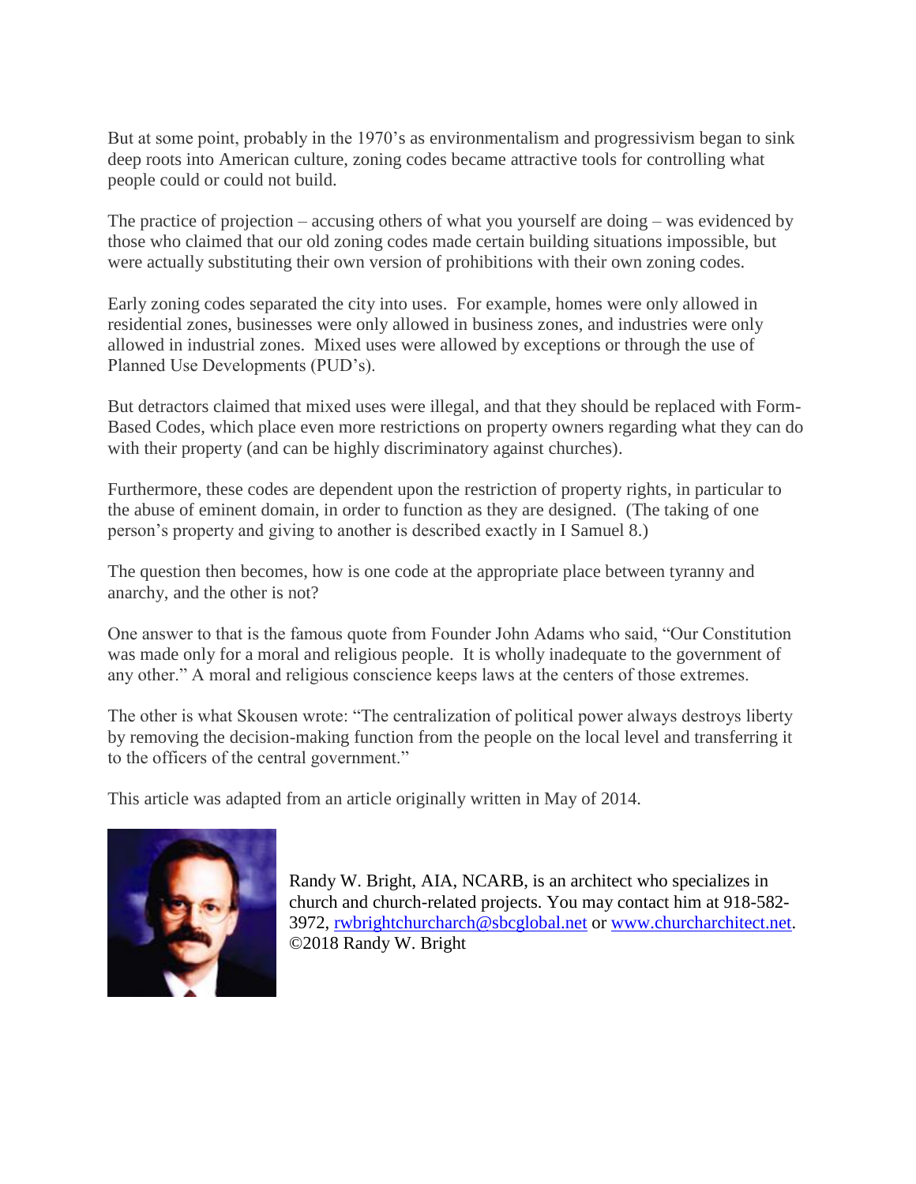But at some point, probably in the 1970's as environmentalism and progressivism began to sink deep roots into American culture, zoning codes became attractive tools for controlling what people could or could not build.

The practice of projection – accusing others of what you yourself are doing – was evidenced by those who claimed that our old zoning codes made certain building situations impossible, but were actually substituting their own version of prohibitions with their own zoning codes.

Early zoning codes separated the city into uses. For example, homes were only allowed in residential zones, businesses were only allowed in business zones, and industries were only allowed in industrial zones. Mixed uses were allowed by exceptions or through the use of Planned Use Developments (PUD's).

But detractors claimed that mixed uses were illegal, and that they should be replaced with Form-Based Codes, which place even more restrictions on property owners regarding what they can do with their property (and can be highly discriminatory against churches).

Furthermore, these codes are dependent upon the restriction of property rights, in particular to the abuse of eminent domain, in order to function as they are designed. (The taking of one person's property and giving to another is described exactly in I Samuel 8.)

The question then becomes, how is one code at the appropriate place between tyranny and anarchy, and the other is not?

One answer to that is the famous quote from Founder John Adams who said, "Our Constitution was made only for a moral and religious people. It is wholly inadequate to the government of any other." A moral and religious conscience keeps laws at the centers of those extremes.

The other is what Skousen wrote: "The centralization of political power always destroys liberty by removing the decision-making function from the people on the local level and transferring it to the officers of the central government."

This article was adapted from an article originally written in May of 2014.

Randy W. Bright, AIA, NCARB, is an architect who specializes in church and church-related projects. You may contact him at 918-582-3972, rwbrightchurcharch@sbcglobal.net or www.churcharchitect.net. ©2018 Randy W. Bright